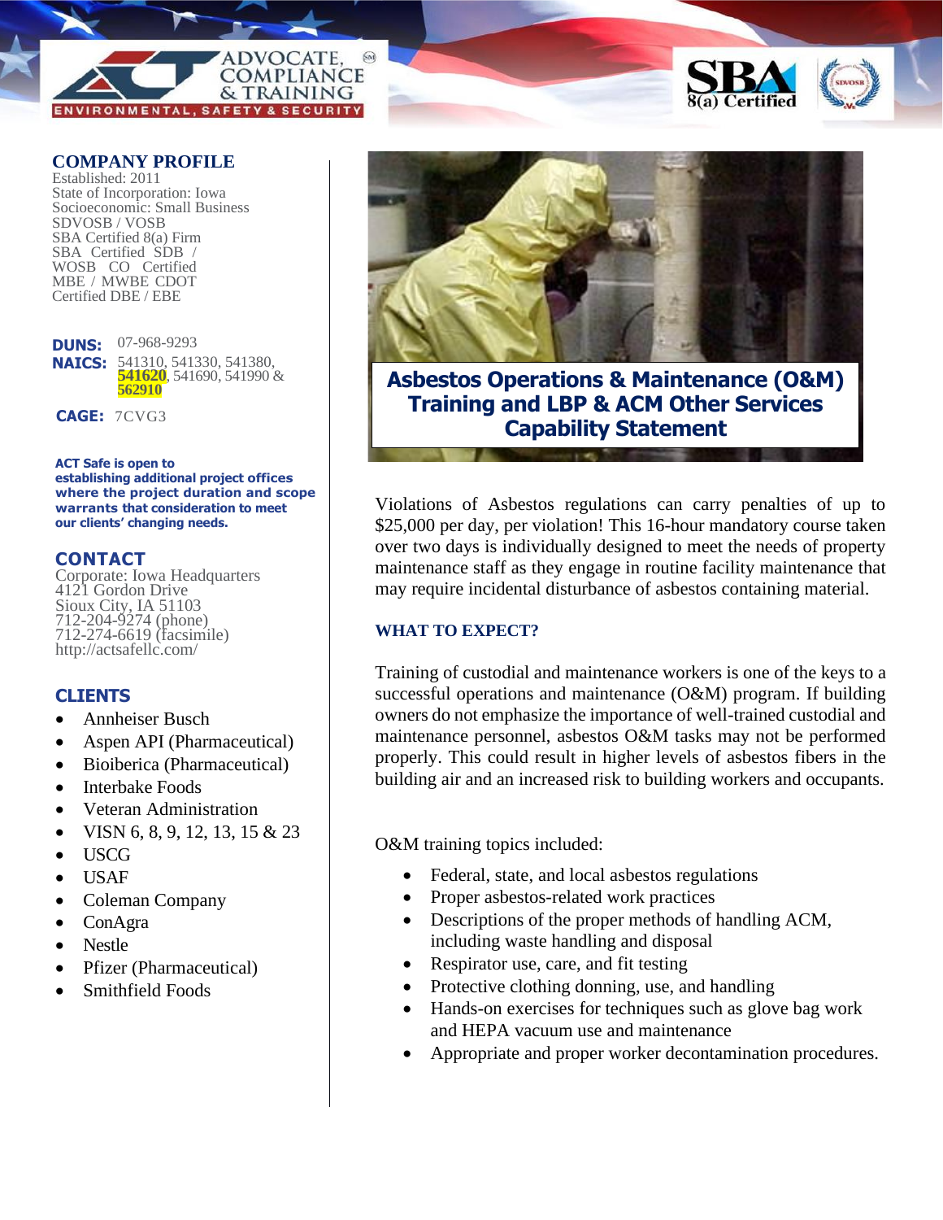ADVOCATE, COMPLIANCE & TRAINING

ENVIRONMENTAL, SAFETY & SECURITY

SBA 8(a) Certified

# Asbestos Operations & Maintenance (O&M) Training and LBP & ACM Other Services Capability Statement

## COMPANY PROFILE

Established: 2011
State of Incorporation: Iowa
Socioeconomic: Small Business
SDVOSB / VOSB
SBA Certified 8(a) Firm
SBA Certified SDB / WOSB CO Certified MBE / MWBE CDOT Certified DBE / EBE

**DUNS:** 07-968-9293
**NAICS:** 541310, 541330, 541380, 541620, 541690, 541990 & 562910

**CAGE:** 7CVG3

**ACT Safe is open to establishing additional project offices where the project duration and scope warrants that consideration to meet our clients' changing needs.**

## CONTACT

Corporate: Iowa Headquarters
4121 Gordon Drive
Sioux City, IA 51103
712-204-9274 (phone)
712-274-6619 (facsimile)
http://actsafellc.com/

## CLIENTS

- Annheiser Busch
- Aspen API (Pharmaceutical)
- Bioiberica (Pharmaceutical)
- Interbake Foods
- Veteran Administration
- VISN 6, 8, 9, 12, 13, 15 & 23
- USCG
- USAF
- Coleman Company
- ConAgra
- Nestle
- Pfizer (Pharmaceutical)
- Smithfield Foods

Violations of Asbestos regulations can carry penalties of up to $25,000 per day, per violation! This 16-hour mandatory course taken over two days is individually designed to meet the needs of property maintenance staff as they engage in routine facility maintenance that may require incidental disturbance of asbestos containing material.

## WHAT TO EXPECT?

Training of custodial and maintenance workers is one of the keys to a successful operations and maintenance (O&M) program. If building owners do not emphasize the importance of well-trained custodial and maintenance personnel, asbestos O&M tasks may not be performed properly. This could result in higher levels of asbestos fibers in the building air and an increased risk to building workers and occupants.

O&M training topics included:

- Federal, state, and local asbestos regulations
- Proper asbestos-related work practices
- Descriptions of the proper methods of handling ACM, including waste handling and disposal
- Respirator use, care, and fit testing
- Protective clothing donning, use, and handling
- Hands-on exercises for techniques such as glove bag work and HEPA vacuum use and maintenance
- Appropriate and proper worker decontamination procedures.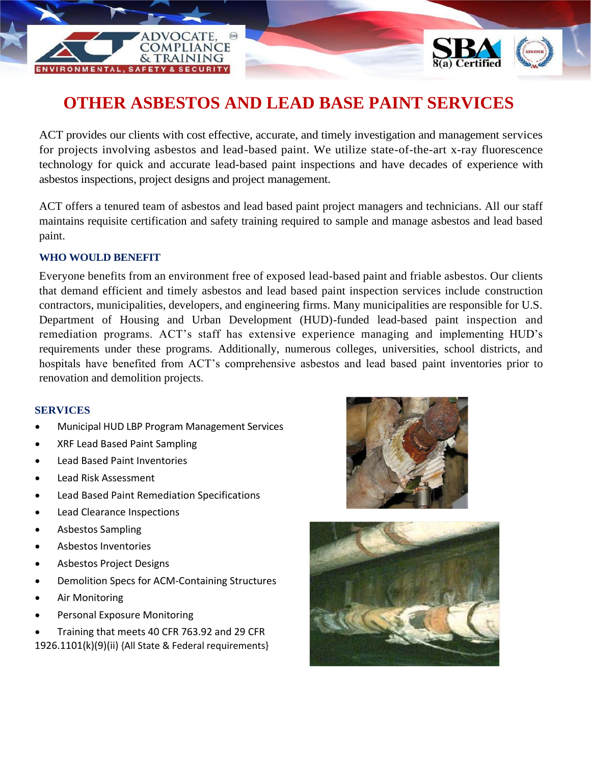# OTHER ASBESTOS AND LEAD BASE PAINT SERVICES

ACT provides our clients with cost effective, accurate, and timely investigation and management services for projects involving asbestos and lead-based paint. We utilize state-of-the-art x-ray fluorescence technology for quick and accurate lead-based paint inspections and have decades of experience with asbestos inspections, project designs and project management.

ACT offers a tenured team of asbestos and lead based paint project managers and technicians. All our staff maintains requisite certification and safety training required to sample and manage asbestos and lead based paint.

### WHO WOULD BENEFIT

Everyone benefits from an environment free of exposed lead-based paint and friable asbestos. Our clients that demand efficient and timely asbestos and lead based paint inspection services include construction contractors, municipalities, developers, and engineering firms. Many municipalities are responsible for U.S. Department of Housing and Urban Development (HUD)-funded lead-based paint inspection and remediation programs. ACT's staff has extensive experience managing and implementing HUD's requirements under these programs. Additionally, numerous colleges, universities, school districts, and hospitals have benefited from ACT's comprehensive asbestos and lead based paint inventories prior to renovation and demolition projects.

### SERVICES

- Municipal HUD LBP Program Management Services
- XRF Lead Based Paint Sampling
- Lead Based Paint Inventories
- Lead Risk Assessment
- Lead Based Paint Remediation Specifications
- Lead Clearance Inspections
- Asbestos Sampling
- Asbestos Inventories
- Asbestos Project Designs
- Demolition Specs for ACM-Containing Structures
- Air Monitoring
- Personal Exposure Monitoring
- Training that meets 40 CFR 763.92 and 29 CFR 1926.1101(k)(9)(ii) {All State & Federal requirements}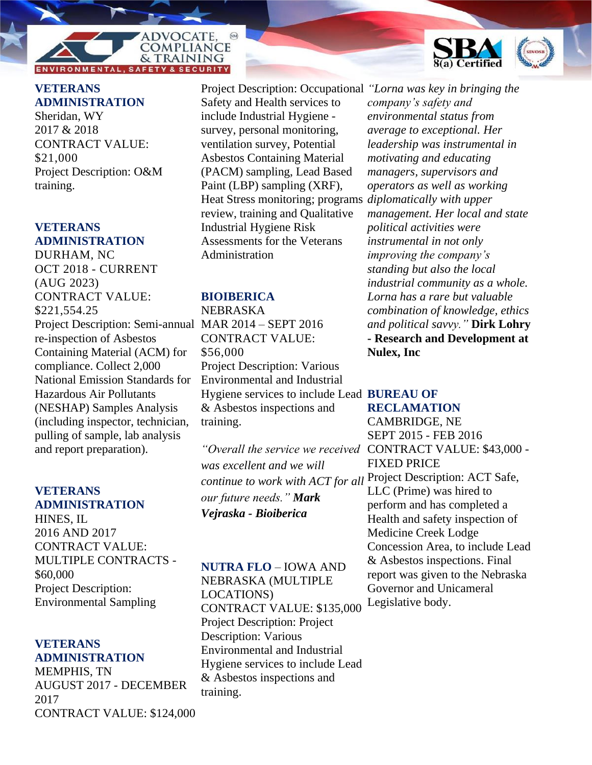**VETERANS ADMINISTRATION**
Sheridan, WY
2017 & 2018
CONTRACT VALUE: $21,000
Project Description: O&M training.

**VETERANS ADMINISTRATION**
DURHAM, NC
OCT 2018 - CURRENT (AUG 2023)
CONTRACT VALUE: $221,554.25
Project Description: Semi-annual re-inspection of Asbestos Containing Material (ACM) for compliance. Collect 2,000 National Emission Standards for Hazardous Air Pollutants (NESHAP) Samples Analysis (including inspector, technician, pulling of sample, lab analysis and report preparation).

**VETERANS ADMINISTRATION**
HINES, IL
2016 AND 2017
CONTRACT VALUE: MULTIPLE CONTRACTS - $60,000
Project Description: Environmental Sampling

**VETERANS ADMINISTRATION**
MEMPHIS, TN
AUGUST 2017 - DECEMBER 2017
CONTRACT VALUE: $124,000
Project Description: Occupational Safety and Health services to include Industrial Hygiene - survey, personal monitoring, ventilation survey, Potential Asbestos Containing Material (PACM) sampling, Lead Based Paint (LBP) sampling (XRF), Heat Stress monitoring; programs review, training and Qualitative Industrial Hygiene Risk Assessments for the Veterans Administration

**BIOIBERICA**
NEBRASKA
MAR 2014 – SEPT 2016
CONTRACT VALUE: $56,000
Project Description: Various Environmental and Industrial Hygiene services to include Lead & Asbestos inspections and training.

*"Overall the service we received was excellent and we will continue to work with ACT for all our future needs."* ***Mark Vejraska - Bioiberica***

**NUTRA FLO** – IOWA AND NEBRASKA (MULTIPLE LOCATIONS)
CONTRACT VALUE: $135,000
Project Description: Project Description: Various Environmental and Industrial Hygiene services to include Lead & Asbestos inspections and training.

*"Lorna was key in bringing the company's safety and environmental status from average to exceptional. Her leadership was instrumental in motivating and educating managers, supervisors and operators as well as working diplomatically with upper management. Her local and state political activities were instrumental in not only improving the company's standing but also the local industrial community as a whole. Lorna has a rare but valuable combination of knowledge, ethics and political savvy."* **Dirk Lohry - Research and Development at Nulex, Inc**

**BUREAU OF RECLAMATION**
CAMBRIDGE, NE
SEPT 2015 - FEB 2016
CONTRACT VALUE: $43,000 - FIXED PRICE
Project Description: ACT Safe, LLC (Prime) was hired to perform and has completed a Health and safety inspection of Medicine Creek Lodge Concession Area, to include Lead & Asbestos inspections. Final report was given to the Nebraska Governor and Unicameral Legislative body.